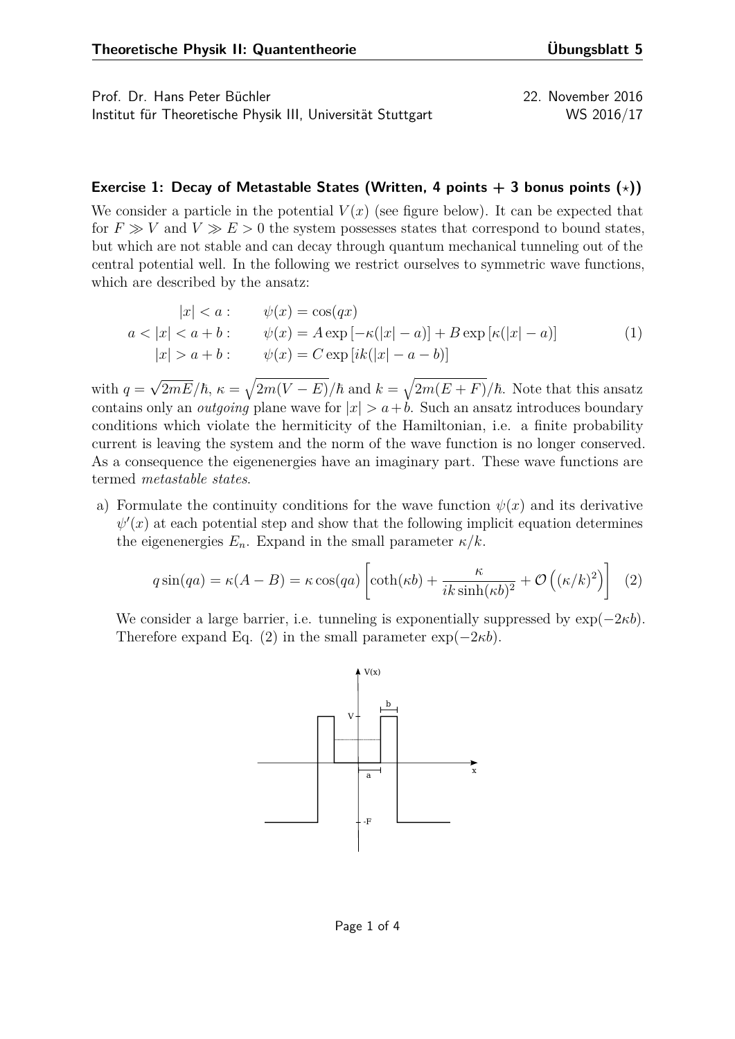Prof. Dr. Hans Peter Büchler 22. November 2016
Institut für Theoretische Physik III, Universität Stuttgart WS 2016/17

### Exercise 1: Decay of Metastable States (Written, 4 points + 3 bonus points ($\star$))

We consider a particle in the potential $V(x)$ (see figure below). It can be expected that for $F \gg V$ and $V \gg E > 0$ the system possesses states that correspond to bound states, but which are not stable and can decay through quantum mechanical tunneling out of the central potential well. In the following we restrict ourselves to symmetric wave functions, which are described by the ansatz:

$$
\begin{aligned}
|x| < a: &\qquad \psi(x) = \cos(qx) \\
a < |x| < a+b: &\qquad \psi(x) = A \exp\left[-\kappa(|x|-a)\right] + B \exp\left[\kappa(|x|-a)\right] \\
|x| > a+b: &\qquad \psi(x) = C \exp\left[ik(|x|-a-b)\right]
\end{aligned}
\tag{1}
$$

with $q = \sqrt{2mE}/\hbar$, $\kappa = \sqrt{2m(V-E)}/\hbar$ and $k = \sqrt{2m(E+F)}/\hbar$. Note that this ansatz contains only an *outgoing* plane wave for $|x| > a+b$. Such an ansatz introduces boundary conditions which violate the hermiticity of the Hamiltonian, i.e. a finite probability current is leaving the system and the norm of the wave function is no longer conserved. As a consequence the eigenenergies have an imaginary part. These wave functions are termed *metastable states*.

a) Formulate the continuity conditions for the wave function $\psi(x)$ and its derivative $\psi'(x)$ at each potential step and show that the following implicit equation determines the eigenenergies $E_n$. Expand in the small parameter $\kappa/k$.

$$
q\sin(qa) = \kappa(A-B) = \kappa\cos(qa)\left[\coth(\kappa b) + \frac{\kappa}{ik\sinh(\kappa b)^2} + \mathcal{O}\left((\kappa/k)^2\right)\right] \tag{2}
$$

We consider a large barrier, i.e. tunneling is exponentially suppressed by $\exp(-2\kappa b)$. Therefore expand Eq. (2) in the small parameter $\exp(-2\kappa b)$.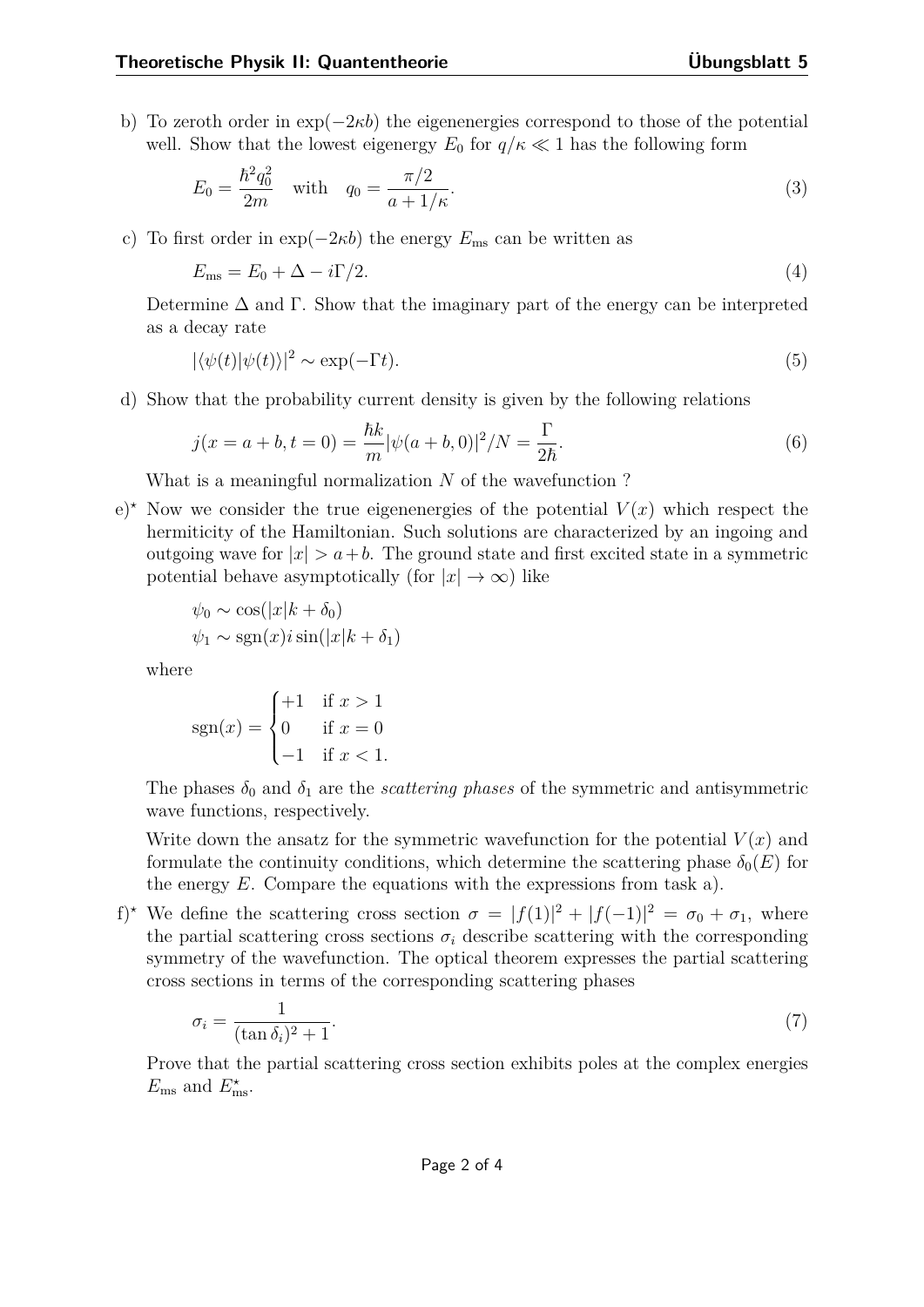b) To zeroth order in $\exp(-2\kappa b)$ the eigenenergies correspond to those of the potential well. Show that the lowest eigenergy $E_0$ for $q/\kappa \ll 1$ has the following form

$$E_0 = \frac{\hbar^2 q_0^2}{2m} \quad \text{with} \quad q_0 = \frac{\pi/2}{a + 1/\kappa}. \tag{3}$$

c) To first order in $\exp(-2\kappa b)$ the energy $E_{\text{ms}}$ can be written as

$$E_{\text{ms}} = E_0 + \Delta - i\Gamma/2. \tag{4}$$

Determine $\Delta$ and $\Gamma$. Show that the imaginary part of the energy can be interpreted as a decay rate

$$|\langle \psi(t)|\psi(t)\rangle|^2 \sim \exp(-\Gamma t). \tag{5}$$

d) Show that the probability current density is given by the following relations

$$j(x = a + b, t = 0) = \frac{\hbar k}{m} |\psi(a + b, 0)|^2 / N = \frac{\Gamma}{2\hbar}. \tag{6}$$

What is a meaningful normalization $N$ of the wavefunction ?

e)* Now we consider the true eigenenergies of the potential $V(x)$ which respect the hermiticity of the Hamiltonian. Such solutions are characterized by an ingoing and outgoing wave for $|x| > a+b$. The ground state and first excited state in a symmetric potential behave asymptotically (for $|x| \to \infty$) like

$$\psi_0 \sim \cos(|x|k + \delta_0)$$
$$\psi_1 \sim \text{sgn}(x) i \sin(|x|k + \delta_1)$$

where

$$\text{sgn}(x) = \begin{cases} +1 & \text{if } x > 1 \\ 0 & \text{if } x = 0 \\ -1 & \text{if } x < 1. \end{cases}$$

The phases $\delta_0$ and $\delta_1$ are the *scattering phases* of the symmetric and antisymmetric wave functions, respectively.

Write down the ansatz for the symmetric wavefunction for the potential $V(x)$ and formulate the continuity conditions, which determine the scattering phase $\delta_0(E)$ for the energy $E$. Compare the equations with the expressions from task a).

f)* We define the scattering cross section $\sigma = |f(1)|^2 + |f(-1)|^2 = \sigma_0 + \sigma_1$, where the partial scattering cross sections $\sigma_i$ describe scattering with the corresponding symmetry of the wavefunction. The optical theorem expresses the partial scattering cross sections in terms of the corresponding scattering phases

$$\sigma_i = \frac{1}{(\tan \delta_i)^2 + 1}. \tag{7}$$

Prove that the partial scattering cross section exhibits poles at the complex energies $E_{\text{ms}}$ and $E_{\text{ms}}^\star$.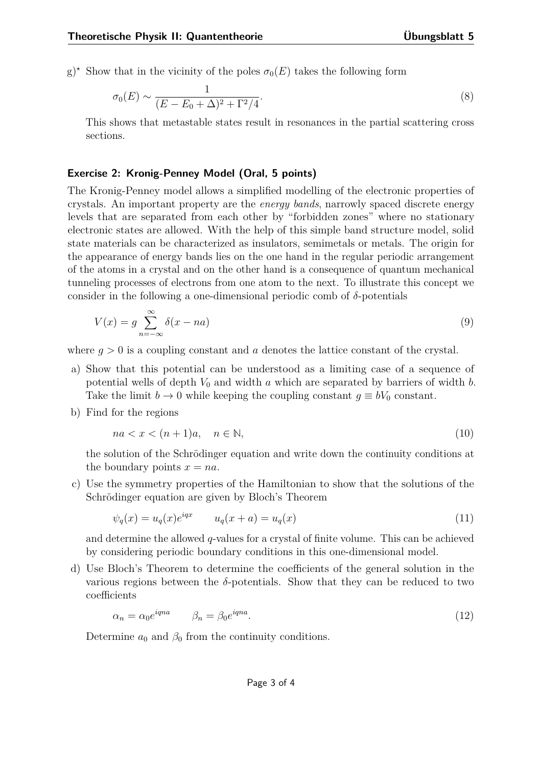g)* Show that in the vicinity of the poles $\sigma_0(E)$ takes the following form

$$\sigma_0(E) \sim \frac{1}{(E - E_0 + \Delta)^2 + \Gamma^2/4}. \tag{8}$$

This shows that metastable states result in resonances in the partial scattering cross sections.

### Exercise 2: Kronig-Penney Model (Oral, 5 points)

The Kronig-Penney model allows a simplified modelling of the electronic properties of crystals. An important property are the *energy bands*, narrowly spaced discrete energy levels that are separated from each other by "forbidden zones" where no stationary electronic states are allowed. With the help of this simple band structure model, solid state materials can be characterized as insulators, semimetals or metals. The origin for the appearance of energy bands lies on the one hand in the regular periodic arrangement of the atoms in a crystal and on the other hand is a consequence of quantum mechanical tunneling processes of electrons from one atom to the next. To illustrate this concept we consider in the following a one-dimensional periodic comb of $\delta$-potentials

$$V(x) = g \sum_{n=-\infty}^{\infty} \delta(x - na) \tag{9}$$

where $g > 0$ is a coupling constant and $a$ denotes the lattice constant of the crystal.

a) Show that this potential can be understood as a limiting case of a sequence of potential wells of depth $V_0$ and width $a$ which are separated by barriers of width $b$. Take the limit $b \to 0$ while keeping the coupling constant $g \equiv bV_0$ constant.

b) Find for the regions

$$na < x < (n+1)a, \quad n \in \mathbb{N}, \tag{10}$$

the solution of the Schrödinger equation and write down the continuity conditions at the boundary points $x = na$.

c) Use the symmetry properties of the Hamiltonian to show that the solutions of the Schrödinger equation are given by Bloch's Theorem

$$\psi_q(x) = u_q(x)e^{iqx} \qquad u_q(x+a) = u_q(x) \tag{11}$$

and determine the allowed $q$-values for a crystal of finite volume. This can be achieved by considering periodic boundary conditions in this one-dimensional model.

d) Use Bloch's Theorem to determine the coefficients of the general solution in the various regions between the $\delta$-potentials. Show that they can be reduced to two coefficients

$$\alpha_n = \alpha_0 e^{iqna} \qquad \beta_n = \beta_0 e^{iqna}. \tag{12}$$

Determine $a_0$ and $\beta_0$ from the continuity conditions.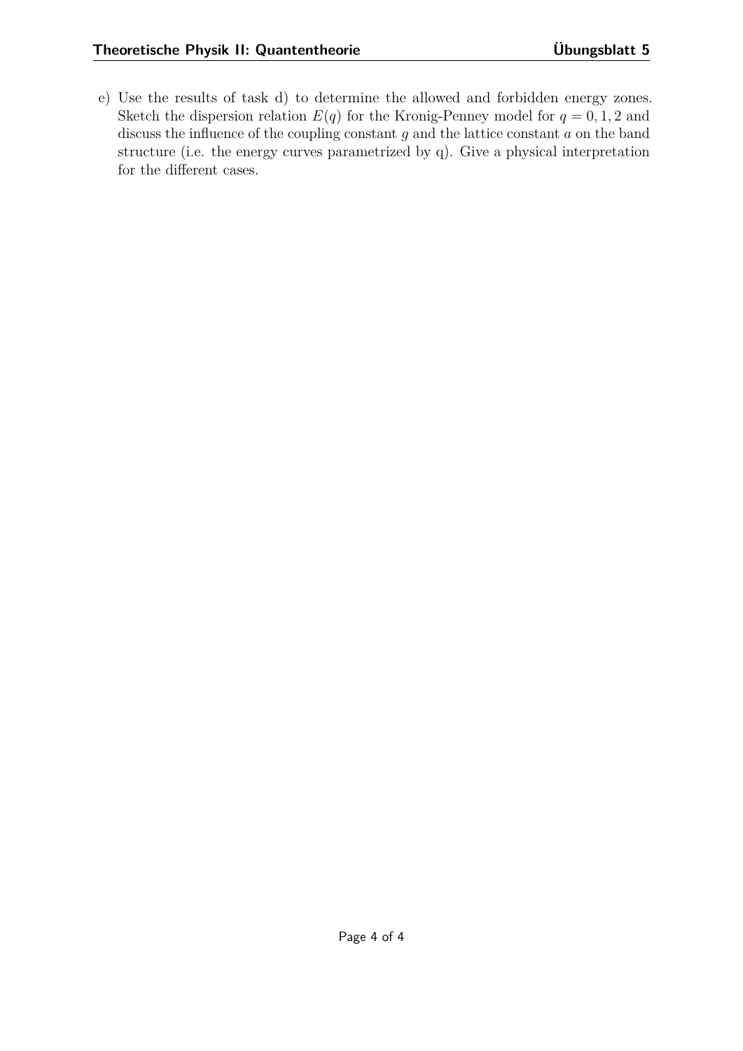e) Use the results of task d) to determine the allowed and forbidden energy zones. Sketch the dispersion relation $E(q)$ for the Kronig-Penney model for $q = 0, 1, 2$ and discuss the influence of the coupling constant $g$ and the lattice constant $a$ on the band structure (i.e. the energy curves parametrized by q). Give a physical interpretation for the different cases.